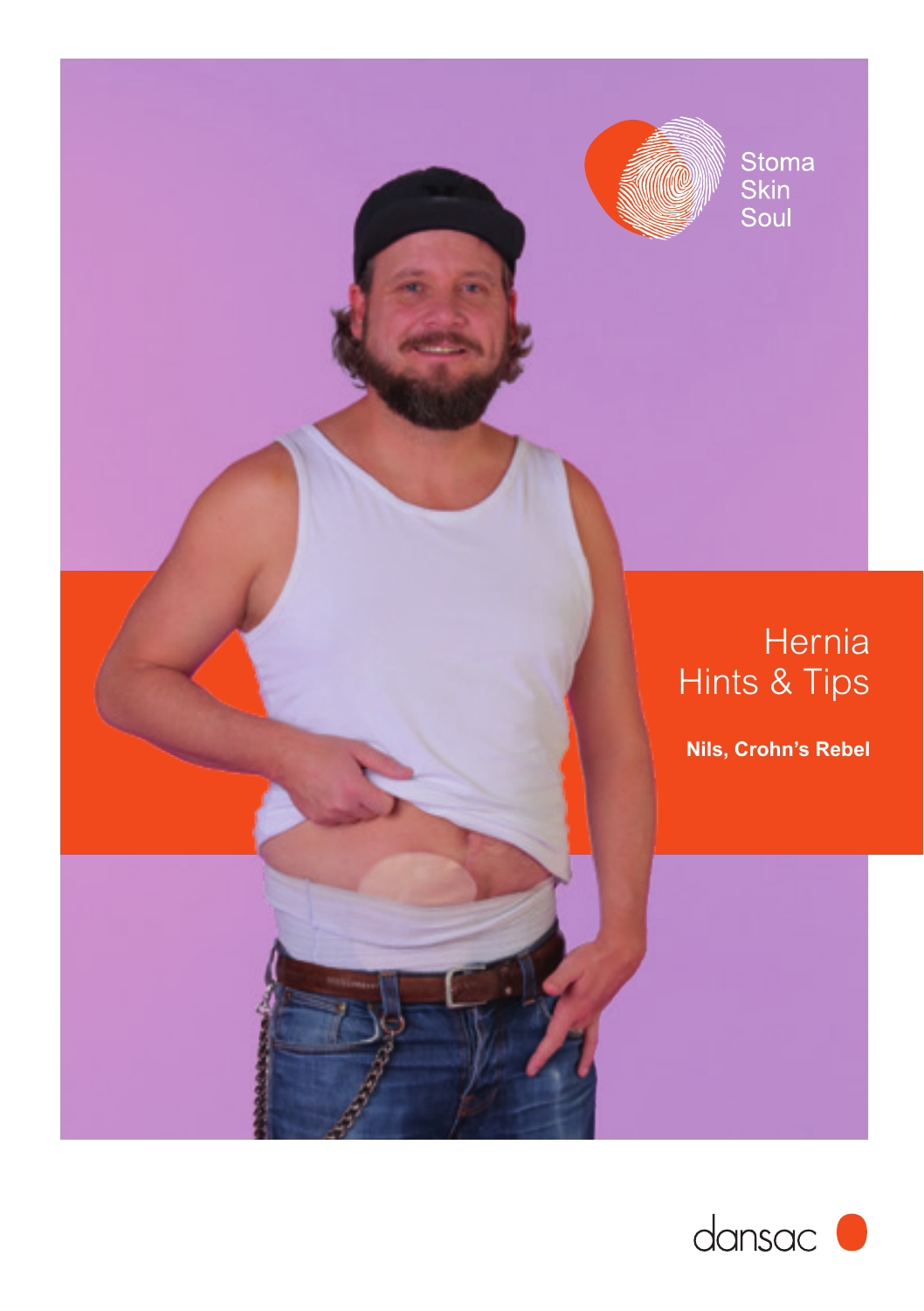Stoma
Skin
Soul

# Hernia Hints & Tips

**Nils, Crohn's Rebel**

dansac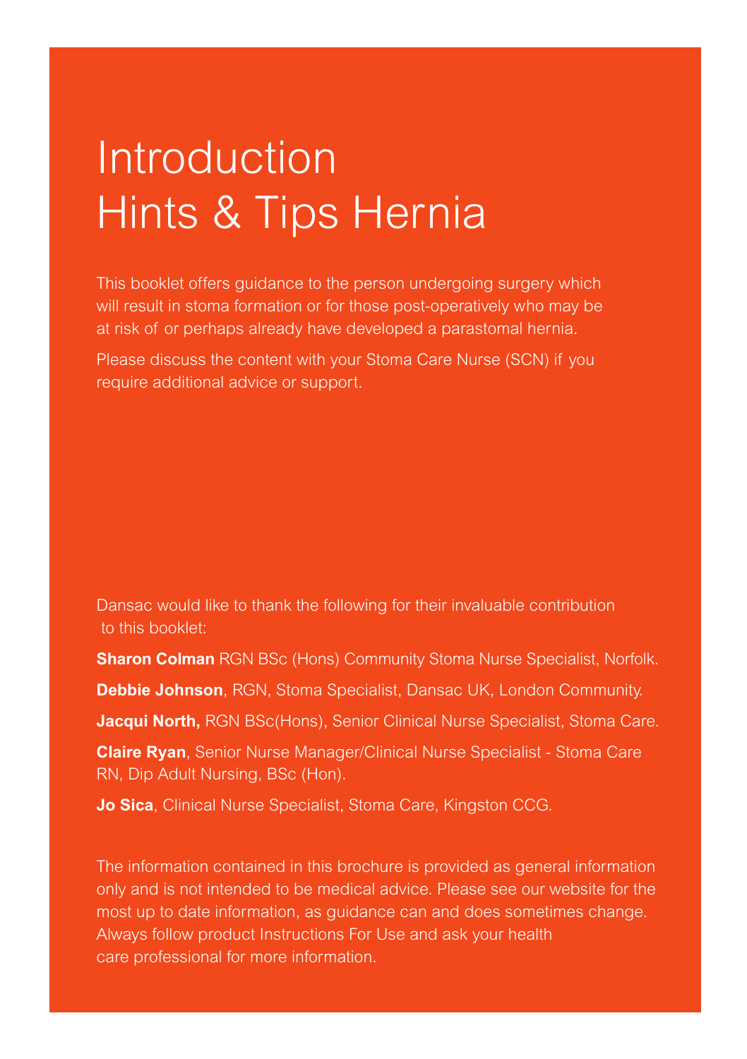# Introduction
# Hints & Tips Hernia

This booklet offers guidance to the person undergoing surgery which will result in stoma formation or for those post-operatively who may be at risk of or perhaps already have developed a parastomal hernia.

Please discuss the content with your Stoma Care Nurse (SCN) if you require additional advice or support.

Dansac would like to thank the following for their invaluable contribution to this booklet:

**Sharon Colman** RGN BSc (Hons) Community Stoma Nurse Specialist, Norfolk.

**Debbie Johnson**, RGN, Stoma Specialist, Dansac UK, London Community.

**Jacqui North,** RGN BSc(Hons), Senior Clinical Nurse Specialist, Stoma Care.

**Claire Ryan**, Senior Nurse Manager/Clinical Nurse Specialist - Stoma Care RN, Dip Adult Nursing, BSc (Hon).

**Jo Sica**, Clinical Nurse Specialist, Stoma Care, Kingston CCG.

The information contained in this brochure is provided as general information only and is not intended to be medical advice. Please see our website for the most up to date information, as guidance can and does sometimes change. Always follow product Instructions For Use and ask your health care professional for more information.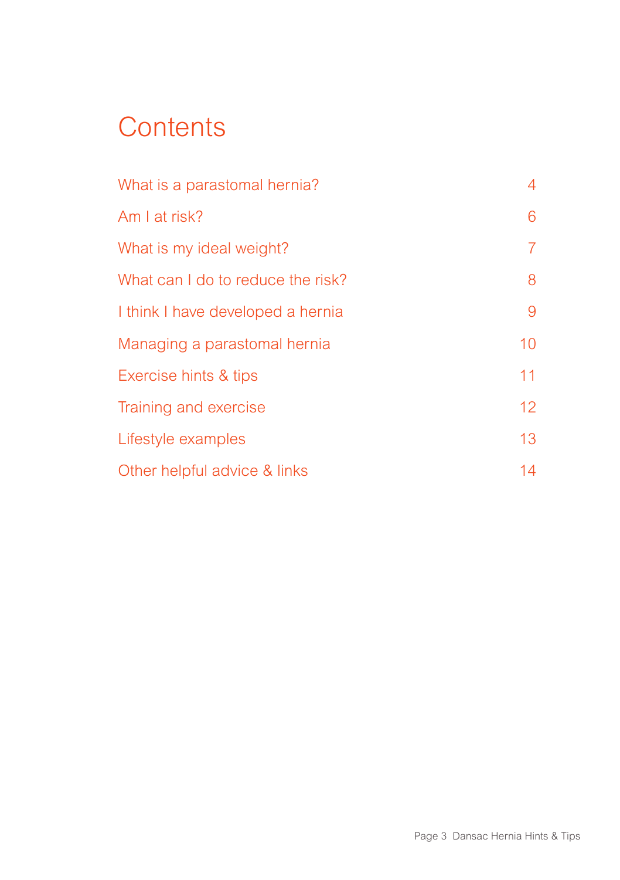# Contents

| | |
|---|---|
| What is a parastomal hernia? | 4 |
| Am I at risk? | 6 |
| What is my ideal weight? | 7 |
| What can I do to reduce the risk? | 8 |
| I think I have developed a hernia | 9 |
| Managing a parastomal hernia | 10 |
| Exercise hints & tips | 11 |
| Training and exercise | 12 |
| Lifestyle examples | 13 |
| Other helpful advice & links | 14 |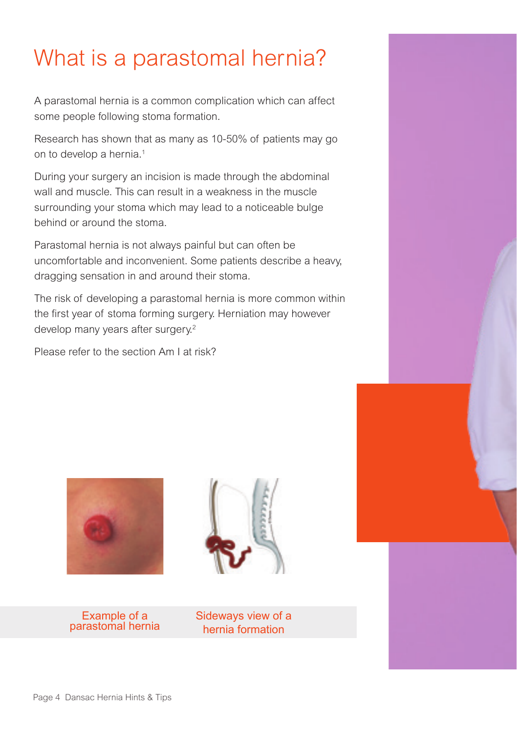# What is a parastomal hernia?

A parastomal hernia is a common complication which can affect some people following stoma formation.

Research has shown that as many as 10-50% of patients may go on to develop a hernia.[1]

During your surgery an incision is made through the abdominal wall and muscle. This can result in a weakness in the muscle surrounding your stoma which may lead to a noticeable bulge behind or around the stoma.

Parastomal hernia is not always painful but can often be uncomfortable and inconvenient. Some patients describe a heavy, dragging sensation in and around their stoma.

The risk of developing a parastomal hernia is more common within the first year of stoma forming surgery. Herniation may however develop many years after surgery.[2]

Please refer to the section Am I at risk?

Example of a parastomal hernia

Sideways view of a hernia formation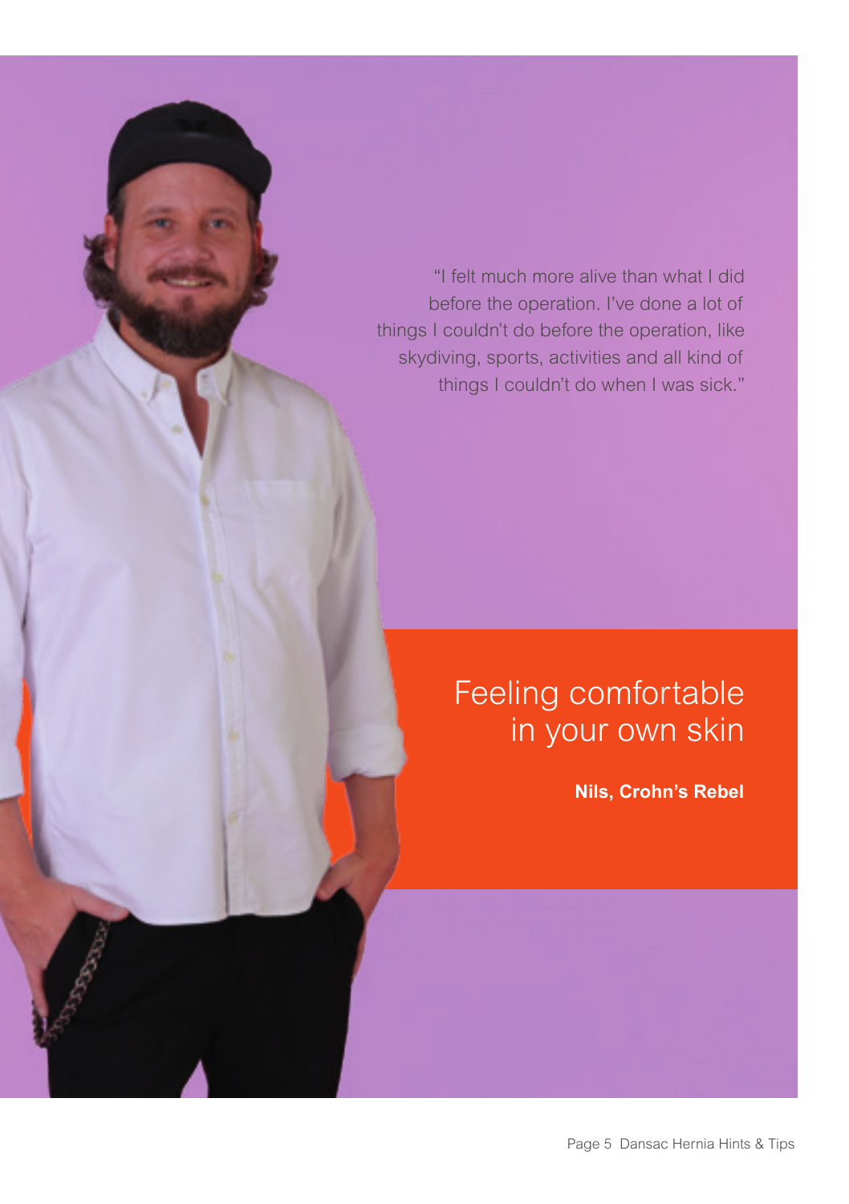"I felt much more alive than what I did before the operation. I've done a lot of things I couldn't do before the operation, like skydiving, sports, activities and all kind of things I couldn't do when I was sick."

# Feeling comfortable in your own skin

**Nils, Crohn's Rebel**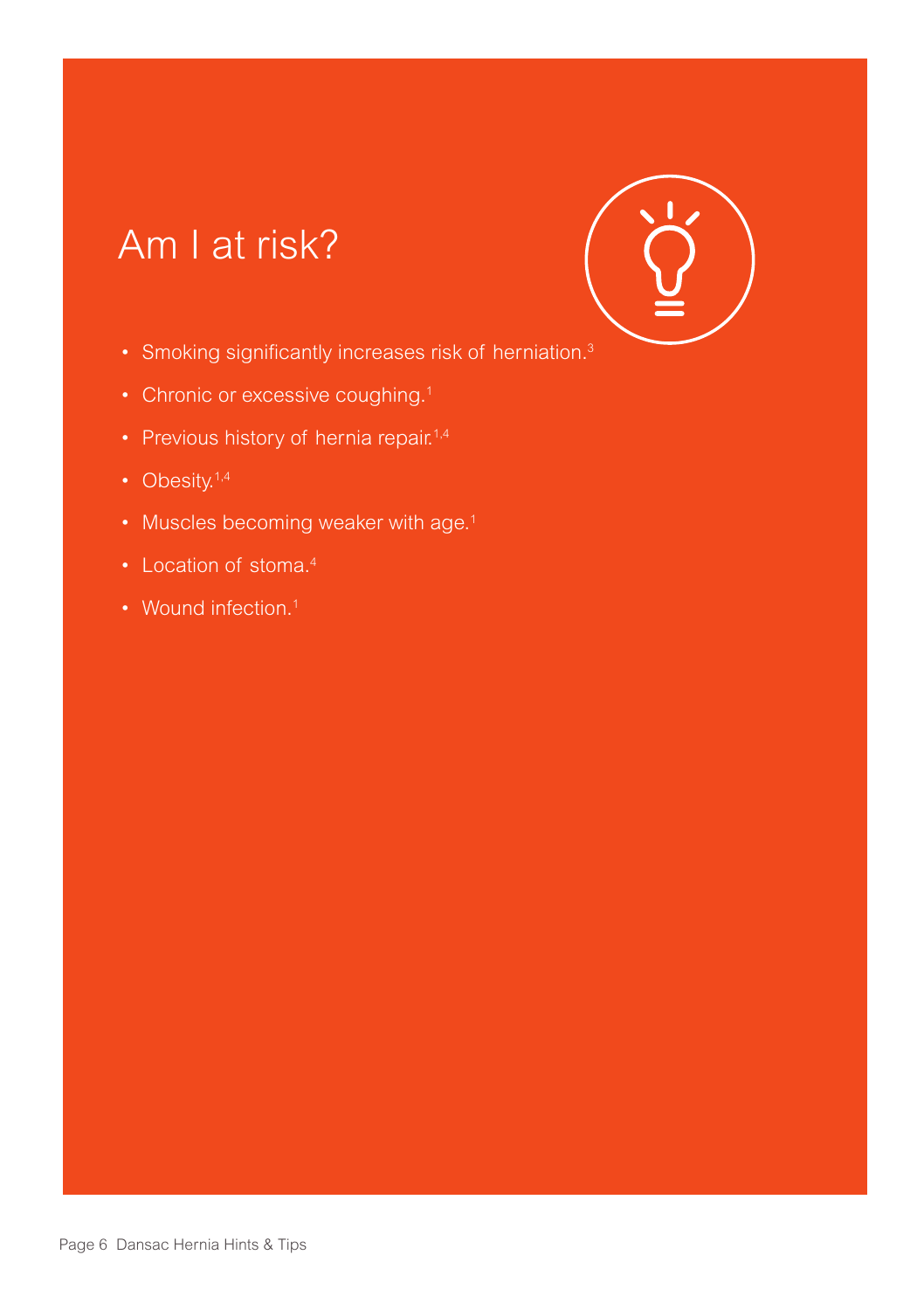# Am I at risk?

- Smoking significantly increases risk of herniation.[3]
- Chronic or excessive coughing.[1]
- Previous history of hernia repair.[1,4]
- Obesity.[1,4]
- Muscles becoming weaker with age.[1]
- Location of stoma.[4]
- Wound infection.[1]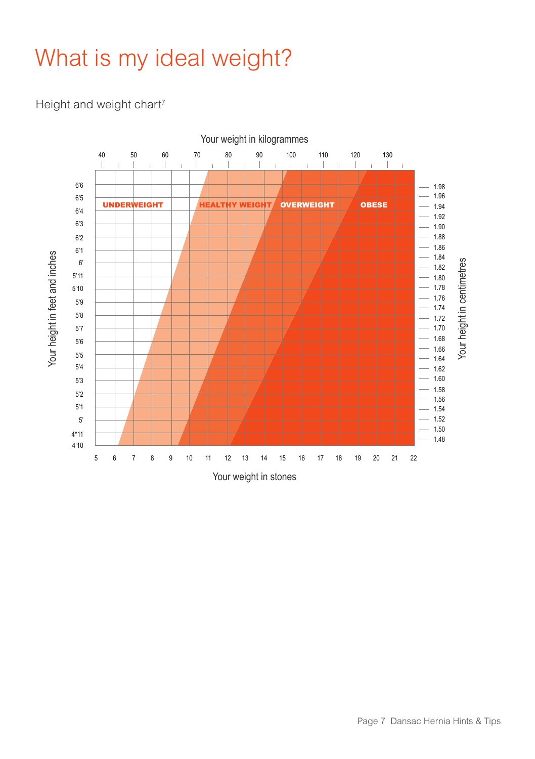# What is my ideal weight?

Height and weight chart[7]

Your weight in kilogrammes

40 50 60 70 80 90 100 110 120 130

UNDERWEIGHT

HEALTHY WEIGHT

OVERWEIGHT

OBESE

Your height in feet and inches

6'6 6'5 6'4 6'3 6'2 6'1 6' 5'11 5'10 5'9 5'8 5'7 5'6 5'5 5'4 5'3 5'2 5'1 5' 4"11 4'10

Your height in centimetres

1.98 1.96 1.94 1.92 1.90 1.88 1.86 1.84 1.82 1.80 1.78 1.76 1.74 1.72 1.70 1.68 1.66 1.64 1.62 1.60 1.58 1.56 1.54 1.52 1.50 1.48

5 6 7 8 9 10 11 12 13 14 15 16 17 18 19 20 21 22

Your weight in stones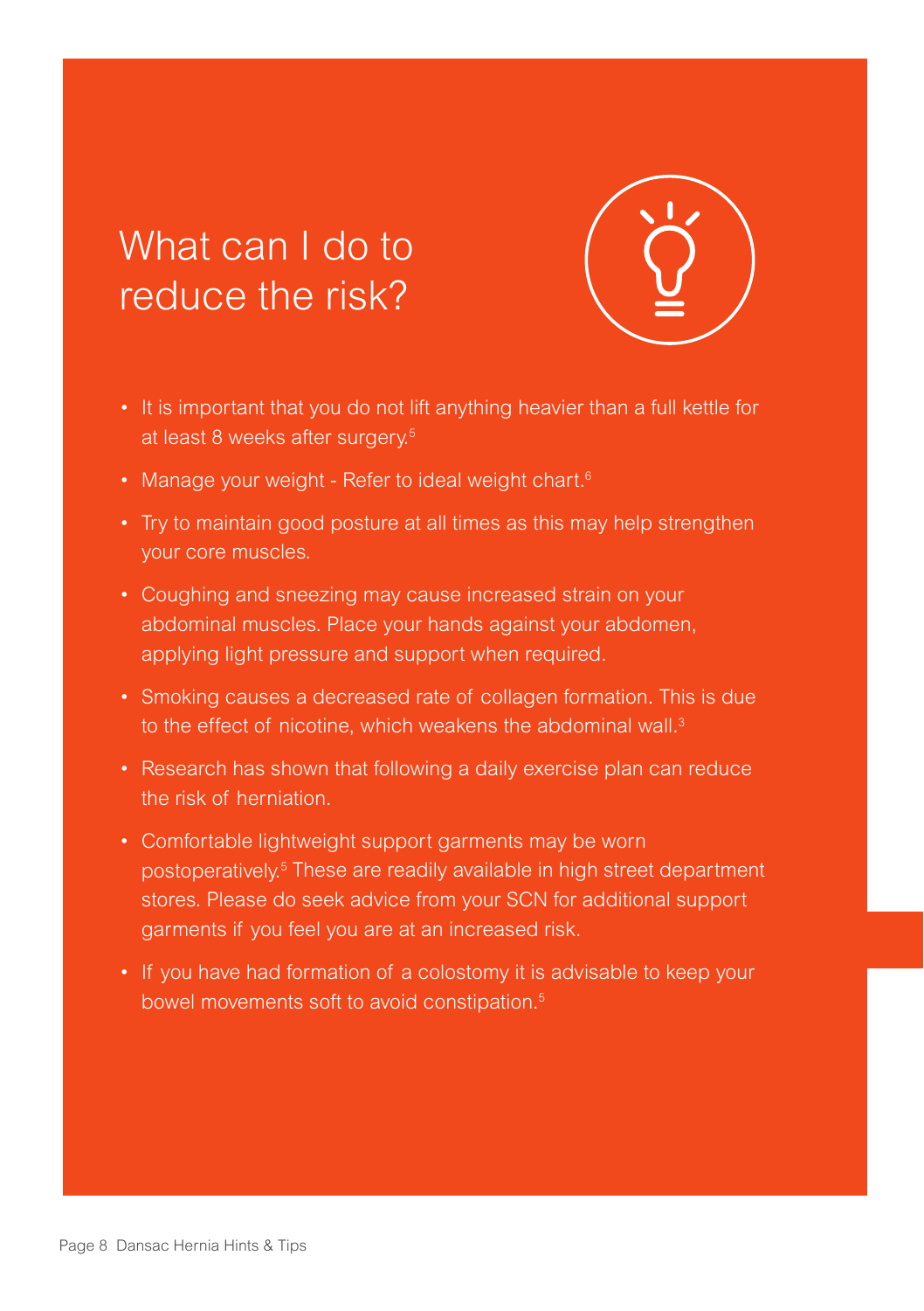# What can I do to reduce the risk?

- It is important that you do not lift anything heavier than a full kettle for at least 8 weeks after surgery.[5]
- Manage your weight - Refer to ideal weight chart.[6]
- Try to maintain good posture at all times as this may help strengthen your core muscles.
- Coughing and sneezing may cause increased strain on your abdominal muscles. Place your hands against your abdomen, applying light pressure and support when required.
- Smoking causes a decreased rate of collagen formation. This is due to the effect of nicotine, which weakens the abdominal wall.[3]
- Research has shown that following a daily exercise plan can reduce the risk of herniation.
- Comfortable lightweight support garments may be worn postoperatively.[5] These are readily available in high street department stores. Please do seek advice from your SCN for additional support garments if you feel you are at an increased risk.
- If you have had formation of a colostomy it is advisable to keep your bowel movements soft to avoid constipation.[5]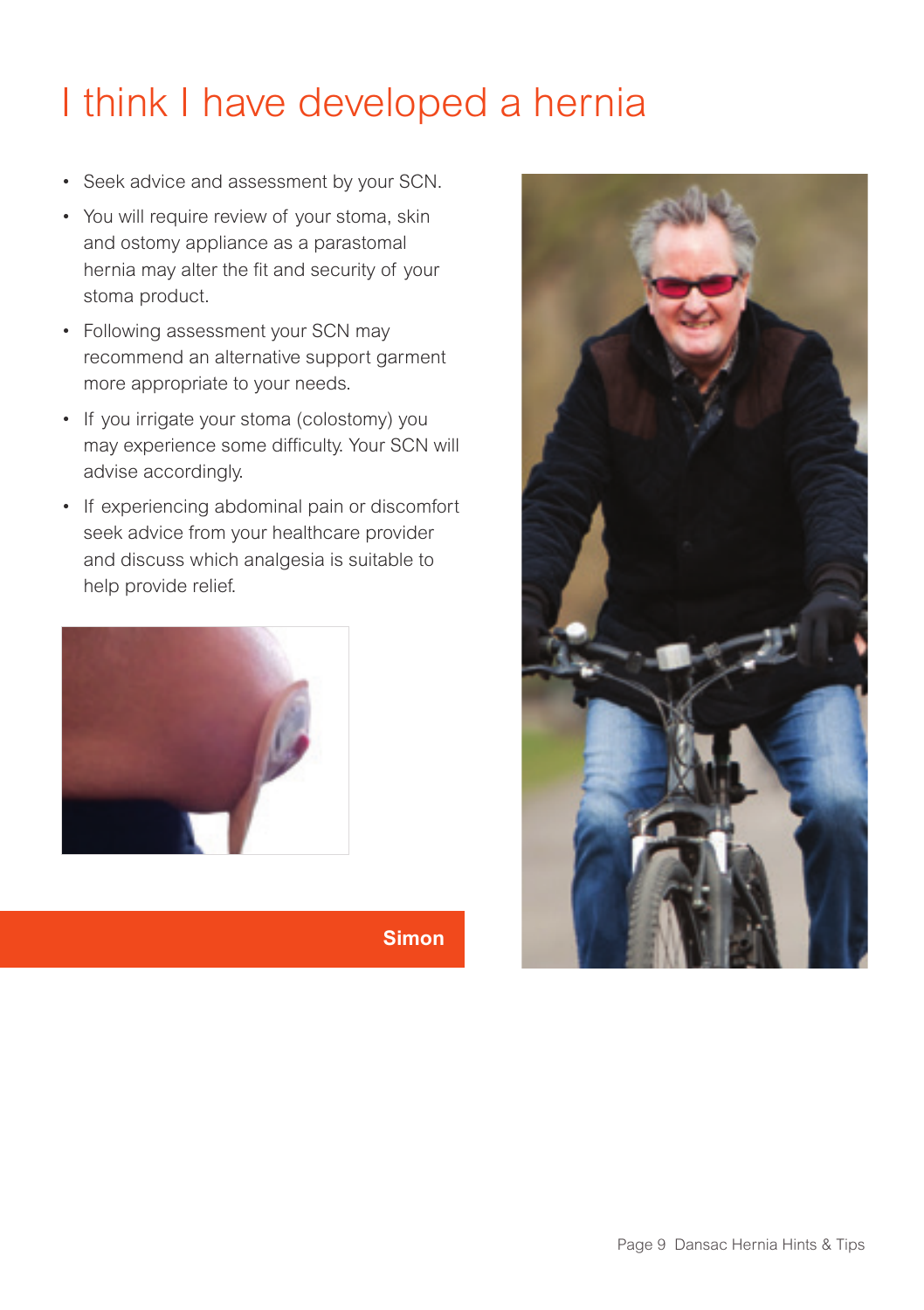# I think I have developed a hernia

- Seek advice and assessment by your SCN.
- You will require review of your stoma, skin and ostomy appliance as a parastomal hernia may alter the fit and security of your stoma product.
- Following assessment your SCN may recommend an alternative support garment more appropriate to your needs.
- If you irrigate your stoma (colostomy) you may experience some difficulty. Your SCN will advise accordingly.
- If experiencing abdominal pain or discomfort seek advice from your healthcare provider and discuss which analgesia is suitable to help provide relief.

**Simon**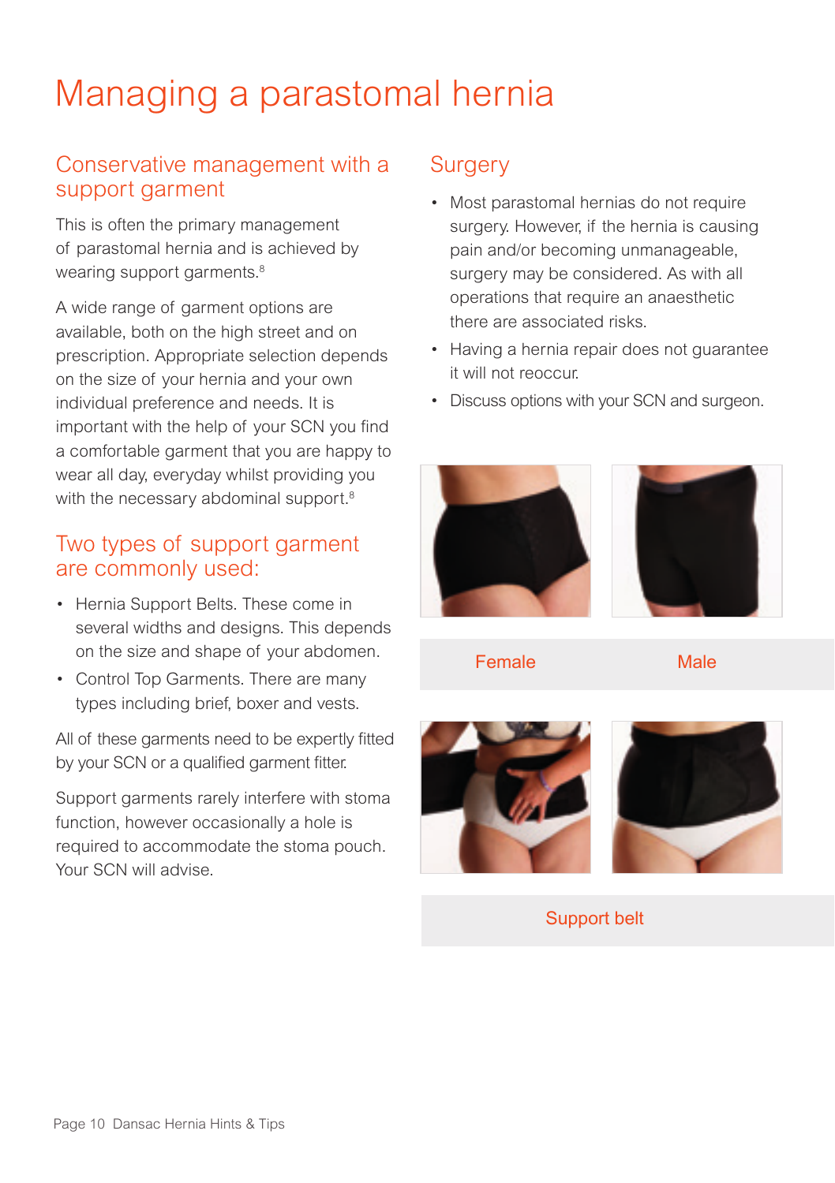# Managing a parastomal hernia

## Conservative management with a support garment

This is often the primary management of parastomal hernia and is achieved by wearing support garments.[8]

A wide range of garment options are available, both on the high street and on prescription. Appropriate selection depends on the size of your hernia and your own individual preference and needs. It is important with the help of your SCN you find a comfortable garment that you are happy to wear all day, everyday whilst providing you with the necessary abdominal support.[8]

## Two types of support garment are commonly used:

- Hernia Support Belts. These come in several widths and designs. This depends on the size and shape of your abdomen.
- Control Top Garments. There are many types including brief, boxer and vests.

All of these garments need to be expertly fitted by your SCN or a qualified garment fitter.

Support garments rarely interfere with stoma function, however occasionally a hole is required to accommodate the stoma pouch. Your SCN will advise.

## Surgery

- Most parastomal hernias do not require surgery. However, if the hernia is causing pain and/or becoming unmanageable, surgery may be considered. As with all operations that require an anaesthetic there are associated risks.
- Having a hernia repair does not guarantee it will not reoccur.
- Discuss options with your SCN and surgeon.

Female

Male

Support belt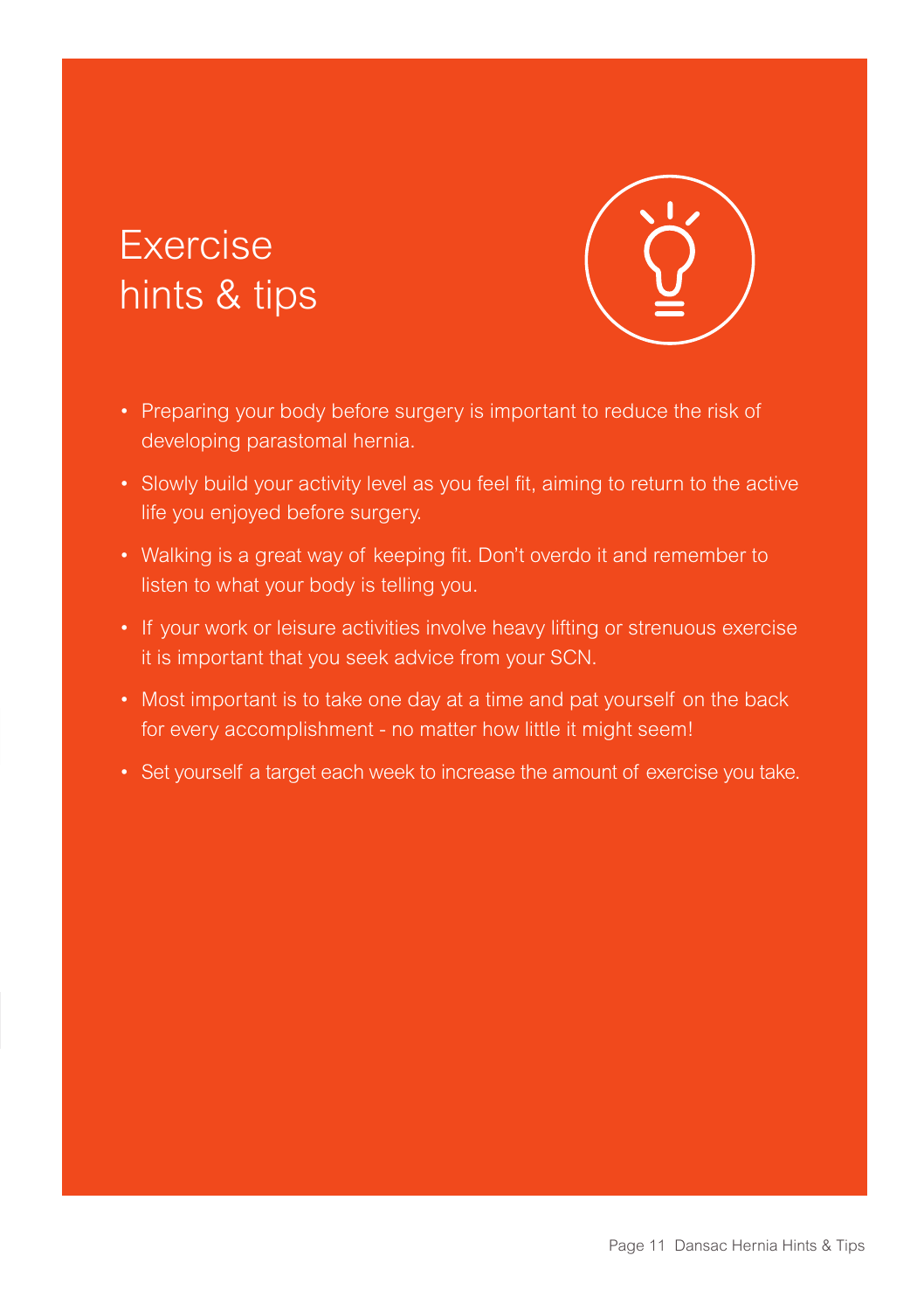# Exercise hints & tips

- Preparing your body before surgery is important to reduce the risk of developing parastomal hernia.
- Slowly build your activity level as you feel fit, aiming to return to the active life you enjoyed before surgery.
- Walking is a great way of keeping fit. Don't overdo it and remember to listen to what your body is telling you.
- If your work or leisure activities involve heavy lifting or strenuous exercise it is important that you seek advice from your SCN.
- Most important is to take one day at a time and pat yourself on the back for every accomplishment - no matter how little it might seem!
- Set yourself a target each week to increase the amount of exercise you take.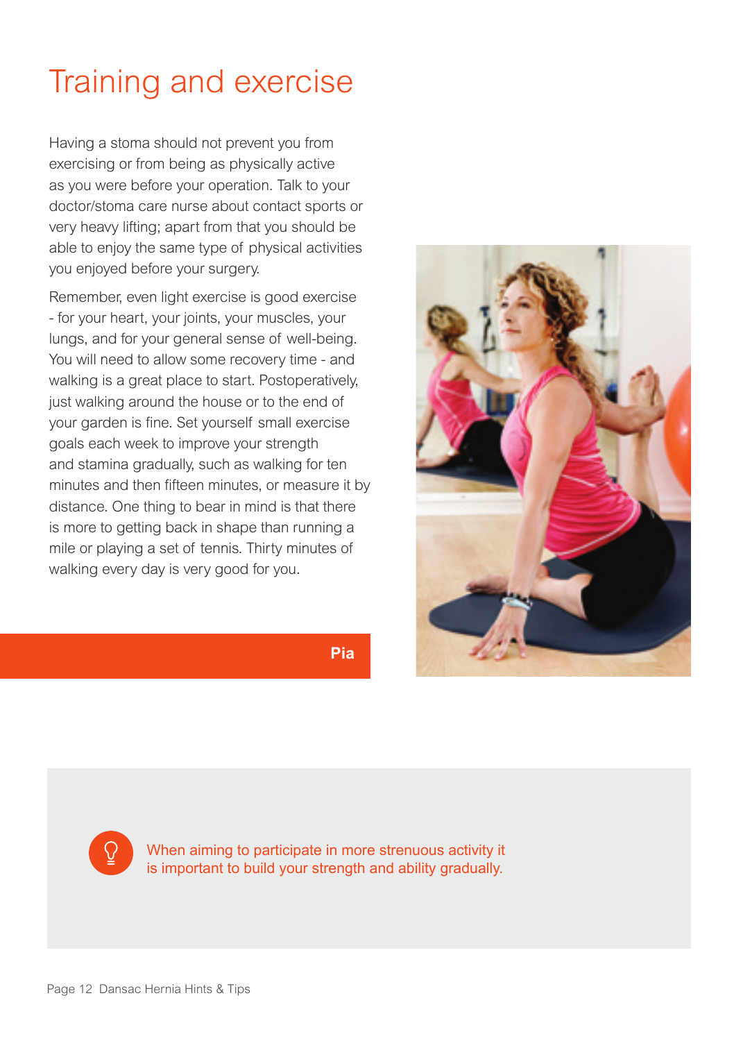# Training and exercise

Having a stoma should not prevent you from exercising or from being as physically active as you were before your operation. Talk to your doctor/stoma care nurse about contact sports or very heavy lifting; apart from that you should be able to enjoy the same type of physical activities you enjoyed before your surgery.

Remember, even light exercise is good exercise - for your heart, your joints, your muscles, your lungs, and for your general sense of well-being. You will need to allow some recovery time - and walking is a great place to start. Postoperatively, just walking around the house or to the end of your garden is fine. Set yourself small exercise goals each week to improve your strength and stamina gradually, such as walking for ten minutes and then fifteen minutes, or measure it by distance. One thing to bear in mind is that there is more to getting back in shape than running a mile or playing a set of tennis. Thirty minutes of walking every day is very good for you.

**Pia**

When aiming to participate in more strenuous activity it is important to build your strength and ability gradually.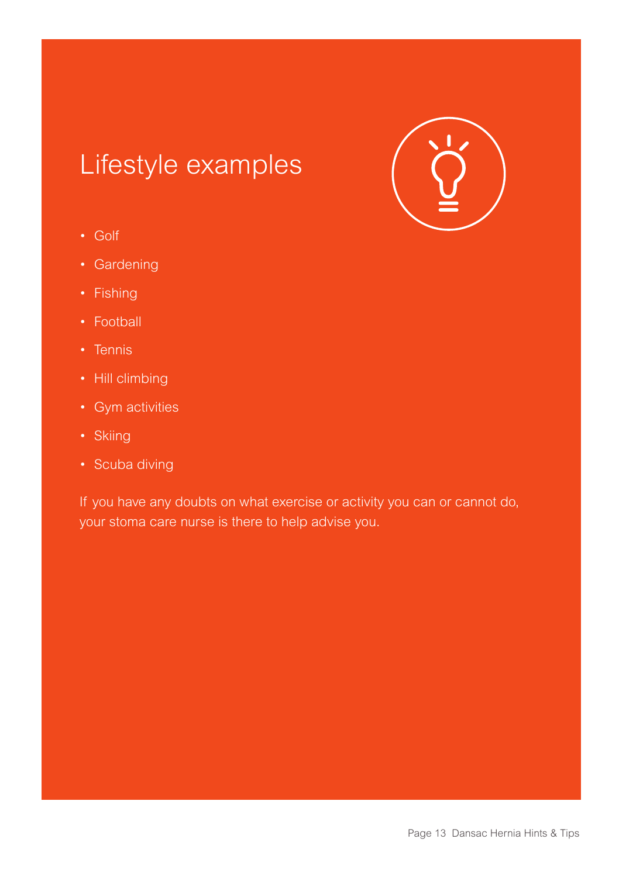# Lifestyle examples

- Golf
- Gardening
- Fishing
- Football
- Tennis
- Hill climbing
- Gym activities
- Skiing
- Scuba diving

If you have any doubts on what exercise or activity you can or cannot do, your stoma care nurse is there to help advise you.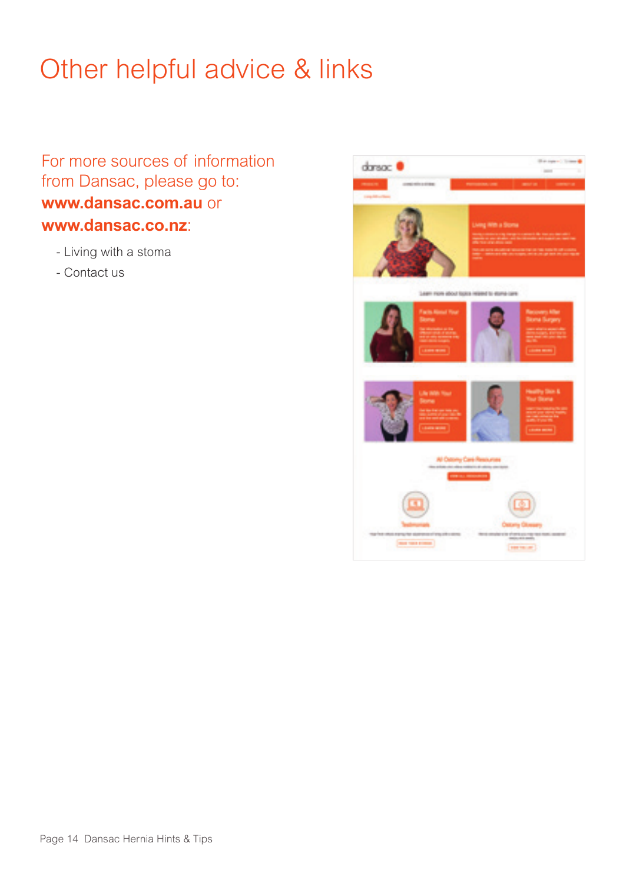# Other helpful advice & links

For more sources of information from Dansac, please go to: **www.dansac.com.au** or **www.dansac.co.nz**:

- Living with a stoma
- Contact us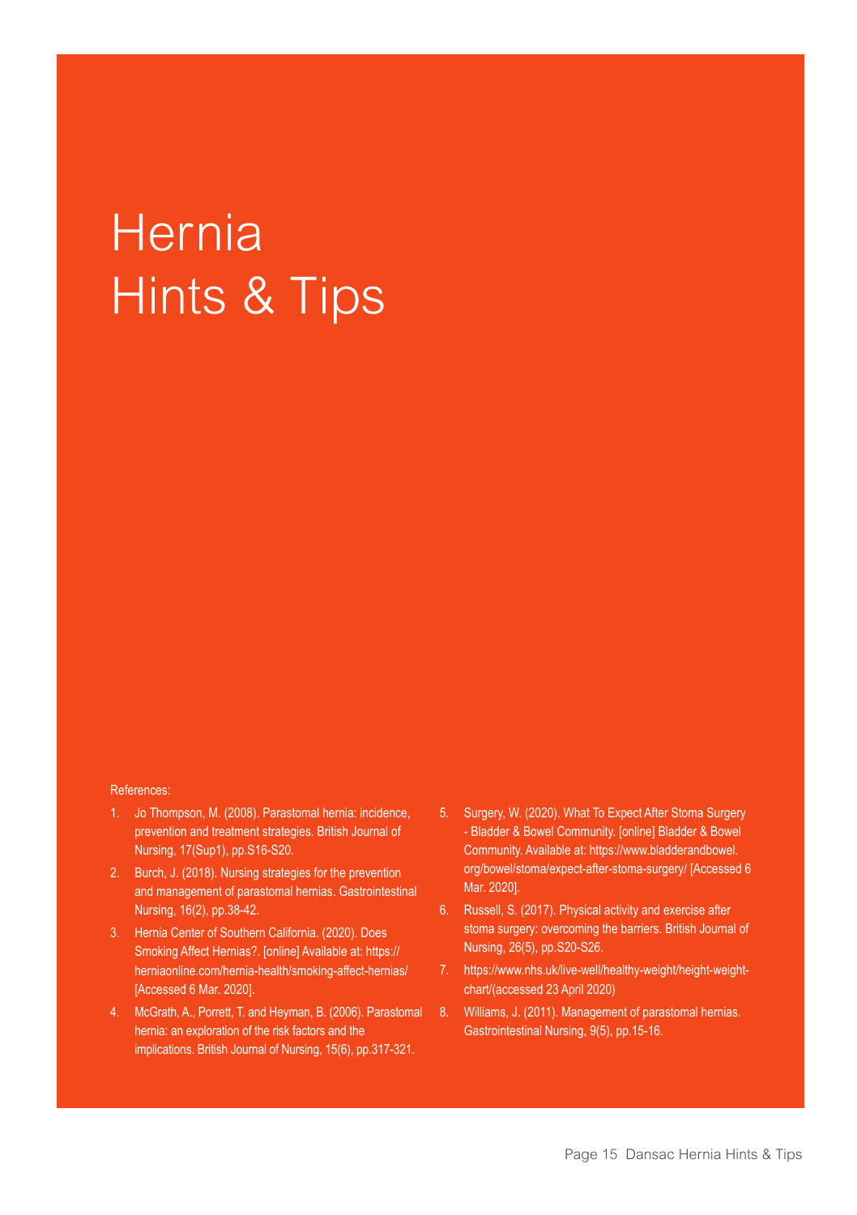# Hernia Hints & Tips

References:

1. Jo Thompson, M. (2008). Parastomal hernia: incidence, prevention and treatment strategies. British Journal of Nursing, 17(Sup1), pp.S16-S20.
2. Burch, J. (2018). Nursing strategies for the prevention and management of parastomal hernias. Gastrointestinal Nursing, 16(2), pp.38-42.
3. Hernia Center of Southern California. (2020). Does Smoking Affect Hernias?. [online] Available at: https://herniaonline.com/hernia-health/smoking-affect-hernias/ [Accessed 6 Mar. 2020].
4. McGrath, A., Porrett, T. and Heyman, B. (2006). Parastomal hernia: an exploration of the risk factors and the implications. British Journal of Nursing, 15(6), pp.317-321.
5. Surgery, W. (2020). What To Expect After Stoma Surgery - Bladder & Bowel Community. [online] Bladder & Bowel Community. Available at: https://www.bladderandbowel.org/bowel/stoma/expect-after-stoma-surgery/ [Accessed 6 Mar. 2020].
6. Russell, S. (2017). Physical activity and exercise after stoma surgery: overcoming the barriers. British Journal of Nursing, 26(5), pp.S20-S26.
7. https://www.nhs.uk/live-well/healthy-weight/height-weight-chart/(accessed 23 April 2020)
8. Williams, J. (2011). Management of parastomal hernias. Gastrointestinal Nursing, 9(5), pp.15-16.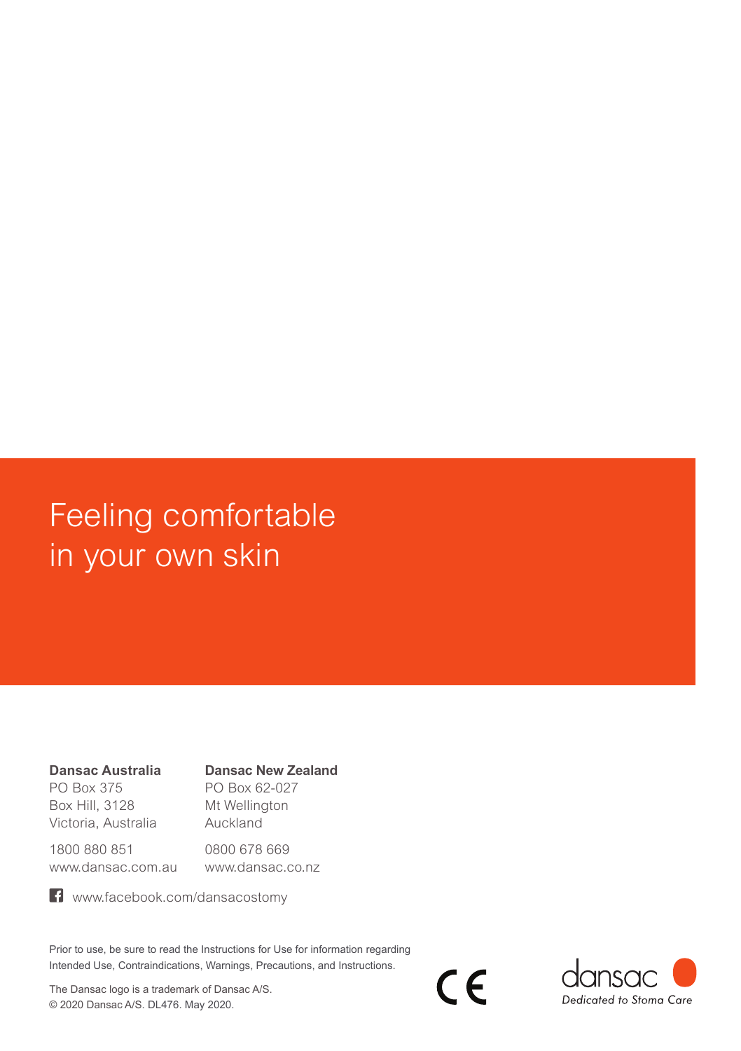# Feeling comfortable in your own skin

**Dansac Australia**
PO Box 375
Box Hill, 3128
Victoria, Australia

1800 880 851
www.dansac.com.au

**Dansac New Zealand**
PO Box 62-027
Mt Wellington
Auckland

0800 678 669
www.dansac.co.nz

www.facebook.com/dansacostomy

Prior to use, be sure to read the Instructions for Use for information regarding Intended Use, Contraindications, Warnings, Precautions, and Instructions.

The Dansac logo is a trademark of Dansac A/S.
© 2020 Dansac A/S. DL476. May 2020.

CE

dansac
*Dedicated to Stoma Care*